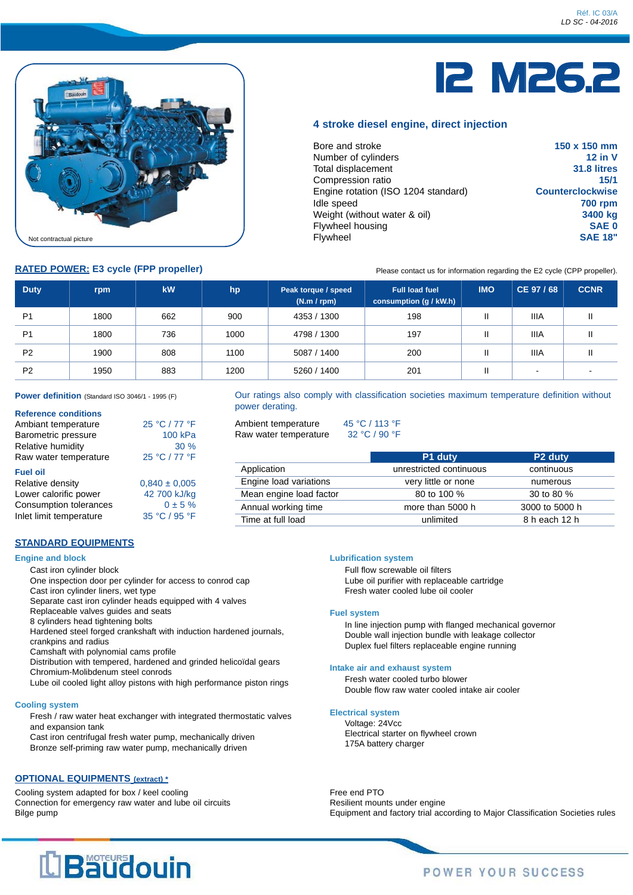Réf. IC 03/A
*LD SC - 04-2016*

Not contractual picture

# 12 M26.2

## 4 stroke diesel engine, direct injection

| | |
|---|---|
| Bore and stroke | **150 x 150 mm** |
| Number of cylinders | **12 in V** |
| Total displacement | **31.8 litres** |
| Compression ratio | **15/1** |
| Engine rotation (ISO 1204 standard) | **Counterclockwise** |
| Idle speed | **700 rpm** |
| Weight (without water & oil) | **3400 kg** |
| Flywheel housing | **SAE 0** |
| Flywheel | **SAE 18"** |

## RATED POWER: E3 cycle (FPP propeller)

Please contact us for information regarding the E2 cycle (CPP propeller).

| Duty | rpm | kW | hp | Peak torque / speed (N.m / rpm) | Full load fuel consumption (g / kW.h) | IMO | CE 97 / 68 | CCNR |
|---|---|---|---|---|---|---|---|---|
| P1 | 1800 | 662 | 900 | 4353 / 1300 | 198 | II | IIIA | II |
| P1 | 1800 | 736 | 1000 | 4798 / 1300 | 197 | II | IIIA | II |
| P2 | 1900 | 808 | 1100 | 5087 / 1400 | 200 | II | IIIA | II |
| P2 | 1950 | 883 | 1200 | 5260 / 1400 | 201 | II | - | - |

**Power definition** (Standard ISO 3046/1 - 1995 (F)

**Reference conditions**

| | |
|---|---|
| Ambiant temperature | 25 °C / 77 °F |
| Barometric pressure | 100 kPa |
| Relative humidity | 30 % |
| Raw water temperature | 25 °C / 77 °F |

**Fuel oil**

| | |
|---|---|
| Relative density | 0,840 ± 0,005 |
| Lower calorific power | 42 700 kJ/kg |
| Consumption tolerances | 0 ± 5 % |
| Inlet limit temperature | 35 °C / 95 °F |

Our ratings also comply with classification societies maximum temperature definition without power derating.

| | |
|---|---|
| Ambient temperature | 45 °C / 113 °F |
| Raw water temperature | 32 °C / 90 °F |

| | P1 duty | P2 duty |
|---|---|---|
| Application | unrestricted continuous | continuous |
| Engine load variations | very little or none | numerous |
| Mean engine load factor | 80 to 100 % | 30 to 80 % |
| Annual working time | more than 5000 h | 3000 to 5000 h |
| Time at full load | unlimited | 8 h each 12 h |

## STANDARD EQUIPMENTS

### Engine and block

- Cast iron cylinder block
- One inspection door per cylinder for access to conrod cap
- Cast iron cylinder liners, wet type
- Separate cast iron cylinder heads equipped with 4 valves
- Replaceable valves guides and seats
- 8 cylinders head tightening bolts
- Hardened steel forged crankshaft with induction hardened journals, crankpins and radius
- Camshaft with polynomial cams profile
- Distribution with tempered, hardened and grinded helicoïdal gears
- Chromium-Molibdenum steel conrods
- Lube oil cooled light alloy pistons with high performance piston rings

### Cooling system

- Fresh / raw water heat exchanger with integrated thermostatic valves and expansion tank
- Cast iron centrifugal fresh water pump, mechanically driven
- Bronze self-priming raw water pump, mechanically driven

### Lubrication system

- Full flow screwable oil filters
- Lube oil purifier with replaceable cartridge
- Fresh water cooled lube oil cooler

### Fuel system

- In line injection pump with flanged mechanical governor
- Double wall injection bundle with leakage collector
- Duplex fuel filters replaceable engine running

### Intake air and exhaust system

- Fresh water cooled turbo blower
- Double flow raw water cooled intake air cooler

### Electrical system

- Voltage: 24Vcc
- Electrical starter on flywheel crown
- 175A battery charger

## OPTIONAL EQUIPMENTS (extract) *

- Cooling system adapted for box / keel cooling
- Connection for emergency raw water and lube oil circuits
- Bilge pump
- Free end PTO
- Resilient mounts under engine
- Equipment and factory trial according to Major Classification Societies rules

MOTEURS Baudouin

POWER YOUR SUCCESS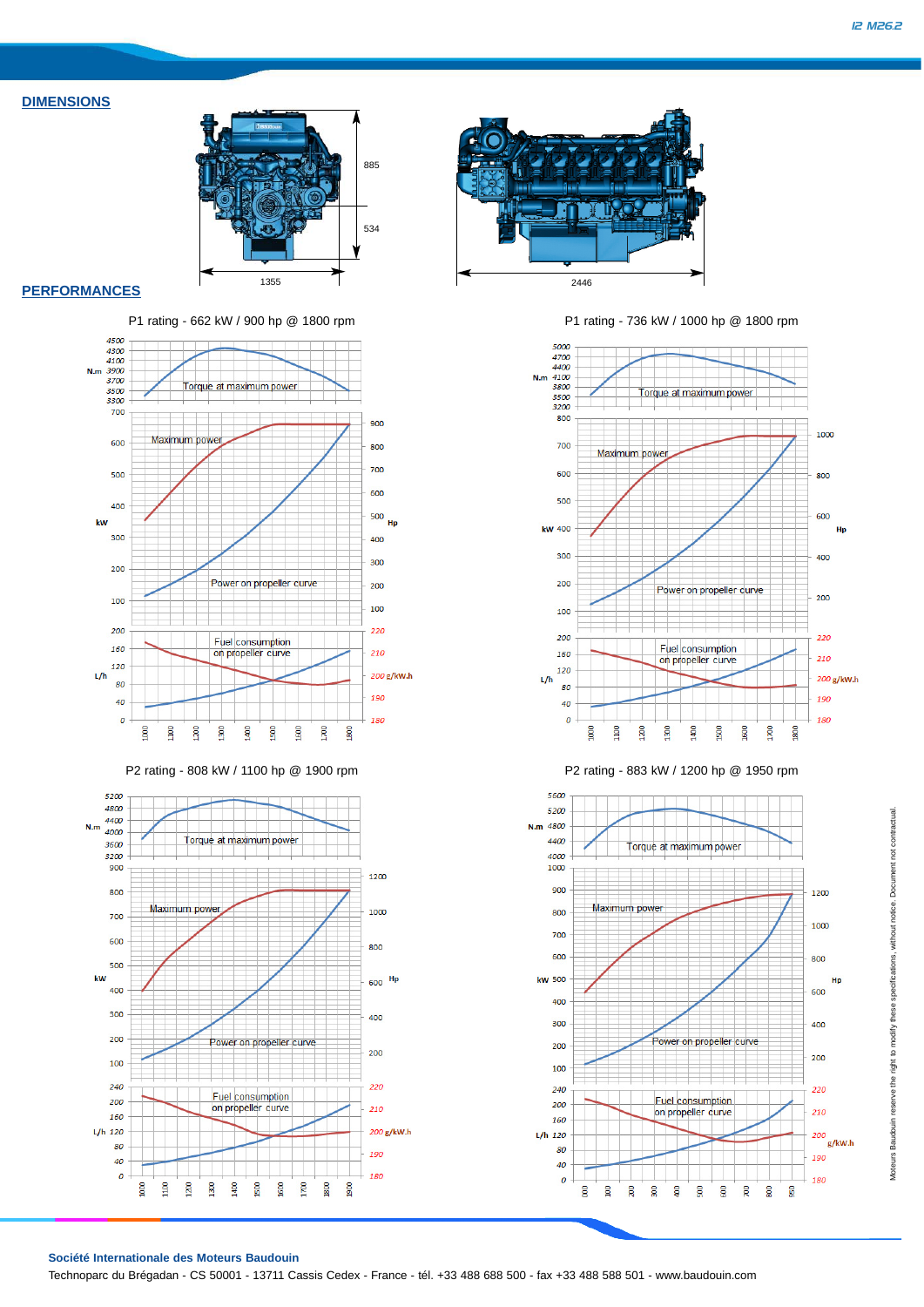## DIMENSIONS

885

534

1355

2446

## PERFORMANCES

P1 rating - 662 kW / 900 hp @ 1800 rpm

N.m
4500
4300
4100
3900
3700
3500
3300

Torque at maximum power

kW
700
600
500
400
300
200
100

Maximum power

Power on propeller curve

Hp
900
800
700
600
500
400
300
200
100

L/h
200
160
120
80
40
0

Fuel consumption on propeller curve

g/kW.h
220
210
200
190
180

1000 1100 1200 1300 1400 1500 1600 1700 1800

P1 rating - 736 kW / 1000 hp @ 1800 rpm

N.m
5000
4700
4400
4100
3800
3500
3200

Torque at maximum power

kW
800
700
600
500
400
300
200
100

Maximum power

Power on propeller curve

Hp
1000
800
600
400
200

L/h
200
160
120
80
40
0

Fuel consumption on propeller curve

g/kW.h
220
210
200
190
180

1000 1100 1200 1300 1400 1500 1600 1700 1800

P2 rating - 808 kW / 1100 hp @ 1900 rpm

N.m
5200
4800
4400
4000
3600
3200

Torque at maximum power

kW
900
800
700
600
500
400
300
200
100

Maximum power

Power on propeller curve

Hp
1200
1000
800
600
400
200

L/h
240
200
160
120
80
40
0

Fuel consumption on propeller curve

g/kW.h
220
210
200
190
180

1000 1100 1200 1300 1400 1500 1600 1700 1800 1900

P2 rating - 883 kW / 1200 hp @ 1950 rpm

N.m
5600
5200
4800
4400
4000

Torque at maximum power

kW
1000
900
800
700
600
500
400
300
200
100

Maximum power

Power on propeller curve

Hp
1200
1000
800
600
400
200

L/h
240
200
160
120
80
40
0

Fuel consumption on propeller curve

g/kW.h
220
210
200
190
180

1000 1100 1200 1300 1400 1500 1600 1700 1800 1950

Moteurs Baudouin reserve the right to modify these specifications, without notice. Document not contractual.

**Société Internationale des Moteurs Baudouin**

Technoparc du Brégadan - CS 50001 - 13711 Cassis Cedex - France - tél. +33 488 688 500 - fax +33 488 588 501 - www.baudouin.com